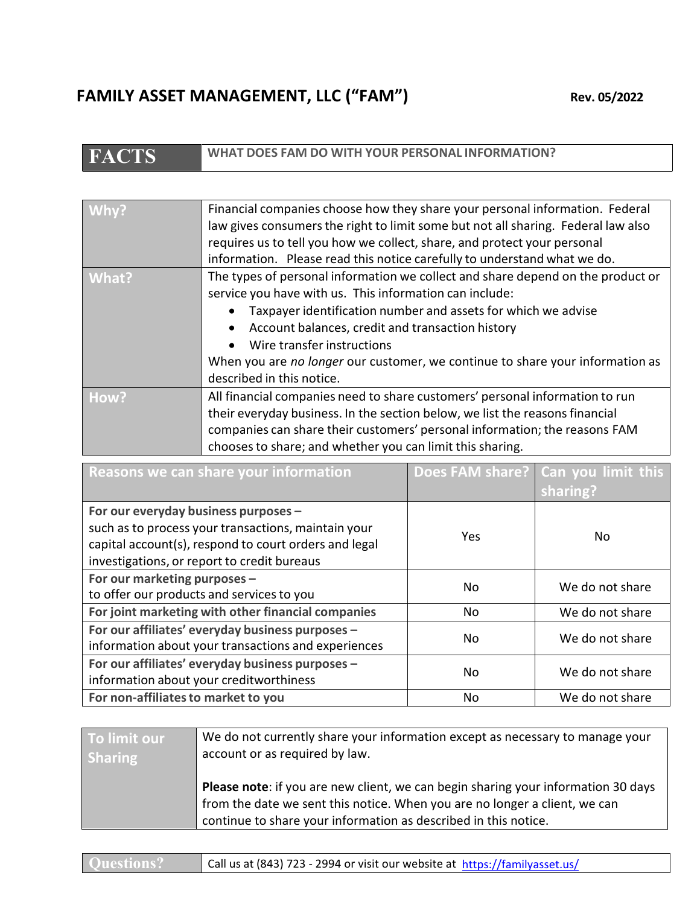# FAMILY ASSET MANAGEMENT, LLC ("FAM")

Rev. 05/2022

| FACTS | WHAT DOES FAM DO WITH YOUR PERSONAL INFORMATION? |
|---|---|

| | |
|---|---|
| **Why?** | Financial companies choose how they share your personal information. Federal law gives consumers the right to limit some but not all sharing. Federal law also requires us to tell you how we collect, share, and protect your personal information. Please read this notice carefully to understand what we do. |
| **What?** | The types of personal information we collect and share depend on the product or service you have with us. This information can include: <br>• Taxpayer identification number and assets for which we advise <br>• Account balances, credit and transaction history <br>• Wire transfer instructions <br>When you are *no longer* our customer, we continue to share your information as described in this notice. |
| **How?** | All financial companies need to share customers' personal information to run their everyday business. In the section below, we list the reasons financial companies can share their customers' personal information; the reasons FAM chooses to share; and whether you can limit this sharing. |

| Reasons we can share your information | Does FAM share? | Can you limit this sharing? |
|---|---|---|
| **For our everyday business purposes –** such as to process your transactions, maintain your capital account(s), respond to court orders and legal investigations, or report to credit bureaus | Yes | No |
| **For our marketing purposes –** to offer our products and services to you | No | We do not share |
| **For joint marketing with other financial companies** | No | We do not share |
| **For our affiliates' everyday business purposes –** information about your transactions and experiences | No | We do not share |
| **For our affiliates' everyday business purposes –** information about your creditworthiness | No | We do not share |
| **For non-affiliates to market to you** | No | We do not share |

| | |
|---|---|
| **To limit our Sharing** | We do not currently share your information except as necessary to manage your account or as required by law. <br><br>**Please note**: if you are new client, we can begin sharing your information 30 days from the date we sent this notice. When you are no longer a client, we can continue to share your information as described in this notice. |

| | |
|---|---|
| **Questions?** | Call us at (843) 723 - 2994 or visit our website at https://familyasset.us/ |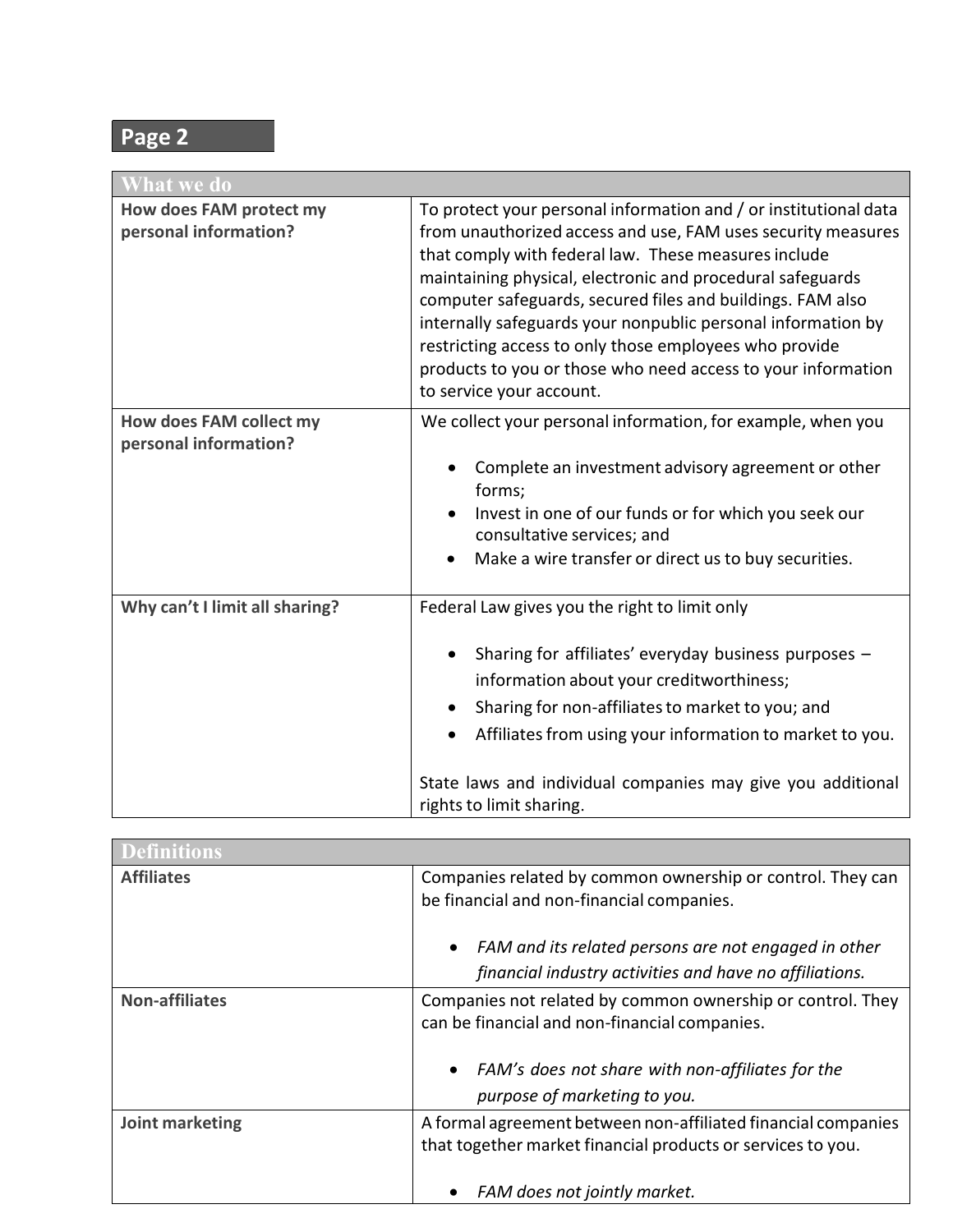## Page 2

| What we do | |
|---|---|
| **How does FAM protect my personal information?** | To protect your personal information and / or institutional data from unauthorized access and use, FAM uses security measures that comply with federal law. These measures include maintaining physical, electronic and procedural safeguards computer safeguards, secured files and buildings. FAM also internally safeguards your nonpublic personal information by restricting access to only those employees who provide products to you or those who need access to your information to service your account. |
| **How does FAM collect my personal information?** | We collect your personal information, for example, when you<br><br>• Complete an investment advisory agreement or other forms;<br>• Invest in one of our funds or for which you seek our consultative services; and<br>• Make a wire transfer or direct us to buy securities. |
| **Why can't I limit all sharing?** | Federal Law gives you the right to limit only<br><br>• Sharing for affiliates' everyday business purposes – information about your creditworthiness;<br>• Sharing for non-affiliates to market to you; and<br>• Affiliates from using your information to market to you.<br><br>State laws and individual companies may give you additional rights to limit sharing. |

| Definitions | |
|---|---|
| **Affiliates** | Companies related by common ownership or control. They can be financial and non-financial companies.<br><br>• *FAM and its related persons are not engaged in other financial industry activities and have no affiliations.* |
| **Non-affiliates** | Companies not related by common ownership or control. They can be financial and non-financial companies.<br><br>• *FAM's does not share with non-affiliates for the purpose of marketing to you.* |
| **Joint marketing** | A formal agreement between non-affiliated financial companies that together market financial products or services to you.<br><br>• *FAM does not jointly market.* |